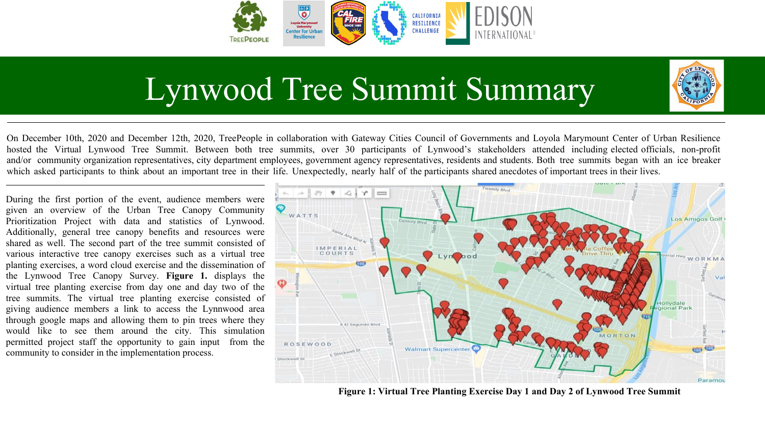# Lynwood Tree Summit Summary

On December 10th, 2020 and December 12th, 2020, TreePeople in collaboration with Gateway Cities Council of Governments and Loyola Marymount Center of Urban Resilience hosted the Virtual Lynwood Tree Summit. Between both tree summits, over 30 participants of Lynwood's stakeholders attended including elected officials, non-profit and/or community organization representatives, city department employees, government agency representatives, residents and students. Both tree summits began with an ice breaker which asked participants to think about an important tree in their life. Unexpectedly, nearly half of the participants shared anecdotes of important trees in their lives.

During the first portion of the event, audience members were given an overview of the Urban Tree Canopy Community Prioritization Project with data and statistics of Lynwood. Additionally, general tree canopy benefits and resources were shared as well. The second part of the tree summit consisted of various interactive tree canopy exercises such as a virtual tree planting exercises, a word cloud exercise and the dissemination of the Lynwood Tree Canopy Survey. **Figure 1.** displays the virtual tree planting exercise from day one and day two of the tree summits. The virtual tree planting exercise consisted of giving audience members a link to access the Lynnwood area through google maps and allowing them to pin trees where they would like to see them around the city. This simulation permitted project staff the opportunity to gain input from the community to consider in the implementation process.

**Figure 1: Virtual Tree Planting Exercise Day 1 and Day 2 of Lynwood Tree Summit**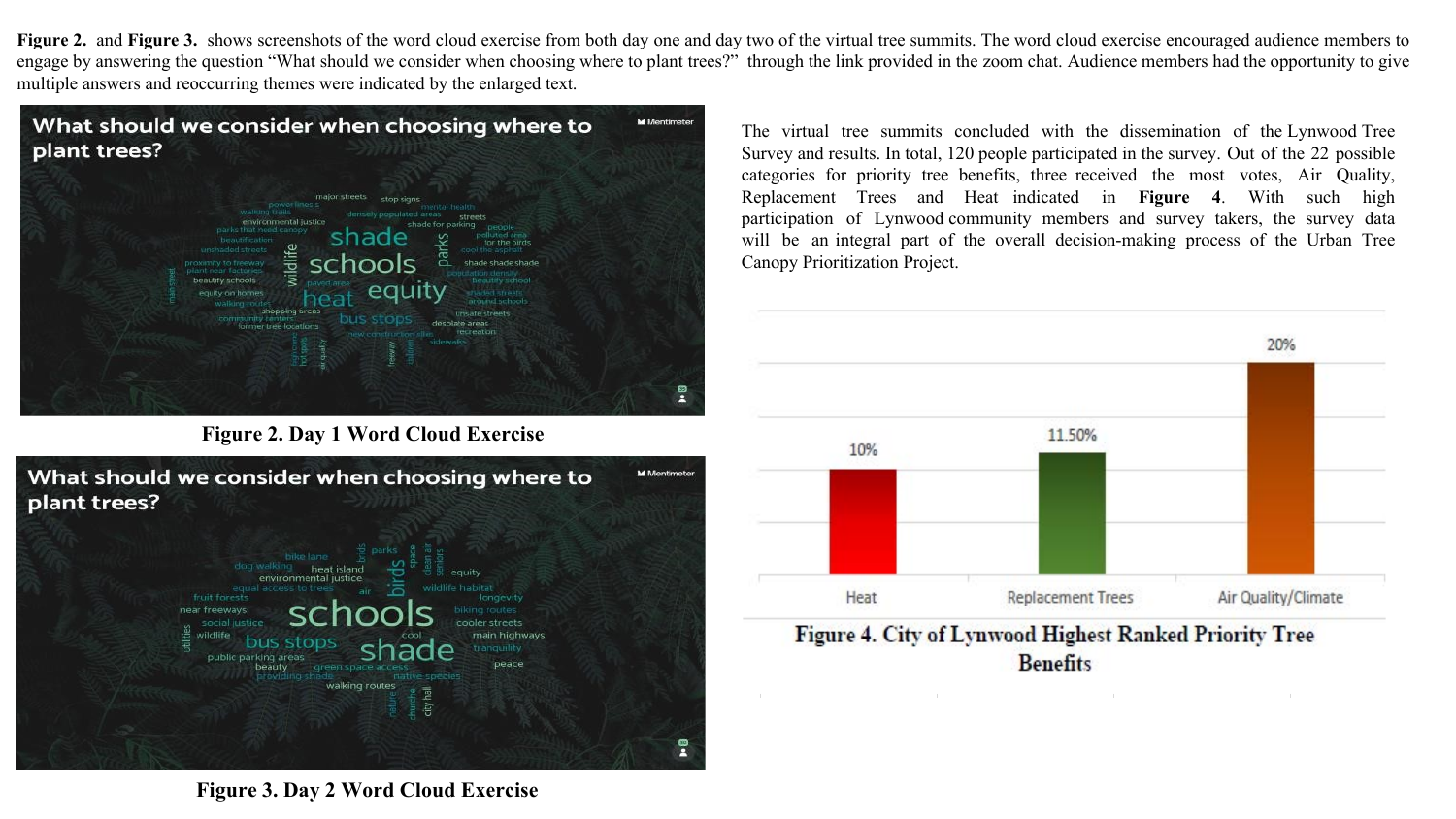**Figure 2.** and **Figure 3.** shows screenshots of the word cloud exercise from both day one and day two of the virtual tree summits. The word cloud exercise encouraged audience members to engage by answering the question "What should we consider when choosing where to plant trees?" through the link provided in the zoom chat. Audience members had the opportunity to give multiple answers and reoccurring themes were indicated by the enlarged text.

**Figure 2. Day 1 Word Cloud Exercise**

**Figure 3. Day 2 Word Cloud Exercise**

The virtual tree summits concluded with the dissemination of the Lynwood Tree Survey and results. In total, 120 people participated in the survey. Out of the 22 possible categories for priority tree benefits, three received the most votes, Air Quality, Replacement Trees and Heat indicated in **Figure 4**. With such high participation of Lynwood community members and survey takers, the survey data will be an integral part of the overall decision-making process of the Urban Tree Canopy Prioritization Project.

10%
11.50%
20%
Heat
Replacement Trees
Air Quality/Climate

**Figure 4. City of Lynwood Highest Ranked Priority Tree Benefits**